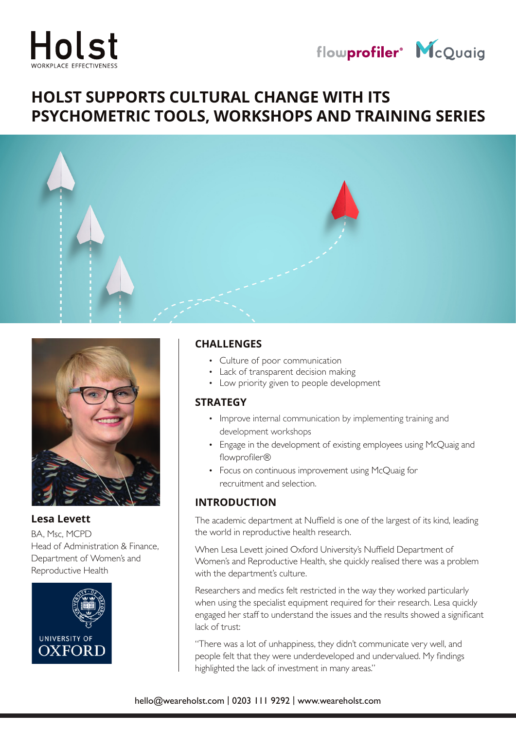Holst
WORKPLACE EFFECTIVENESS

flowprofiler® McQuaig

# HOLST SUPPORTS CULTURAL CHANGE WITH ITS PSYCHOMETRIC TOOLS, WORKSHOPS AND TRAINING SERIES

**Lesa Levett**
BA, Msc, MCPD
Head of Administration & Finance, Department of Women's and Reproductive Health

UNIVERSITY OF OXFORD

## CHALLENGES

- Culture of poor communication
- Lack of transparent decision making
- Low priority given to people development

## STRATEGY

- Improve internal communication by implementing training and development workshops
- Engage in the development of existing employees using McQuaig and flowprofiler®
- Focus on continuous improvement using McQuaig for recruitment and selection.

## INTRODUCTION

The academic department at Nuffield is one of the largest of its kind, leading the world in reproductive health research.

When Lesa Levett joined Oxford University's Nuffield Department of Women's and Reproductive Health, she quickly realised there was a problem with the department's culture.

Researchers and medics felt restricted in the way they worked particularly when using the specialist equipment required for their research. Lesa quickly engaged her staff to understand the issues and the results showed a significant lack of trust:

"There was a lot of unhappiness, they didn't communicate very well, and people felt that they were underdeveloped and undervalued. My findings highlighted the lack of investment in many areas."

hello@weareholst.com | 0203 111 9292 | www.weareholst.com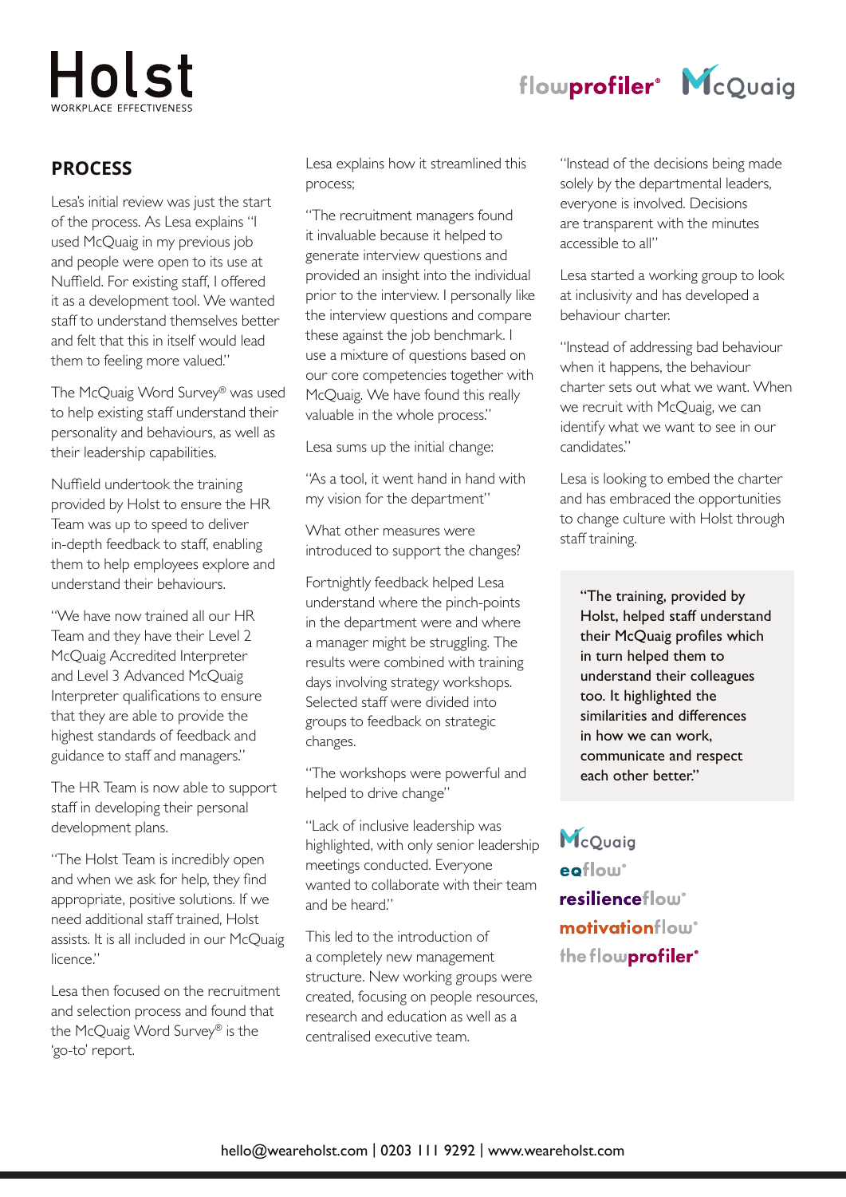## PROCESS

Lesa's initial review was just the start of the process. As Lesa explains "I used McQuaig in my previous job and people were open to its use at Nuffield. For existing staff, I offered it as a development tool. We wanted staff to understand themselves better and felt that this in itself would lead them to feeling more valued."

The McQuaig Word Survey® was used to help existing staff understand their personality and behaviours, as well as their leadership capabilities.

Nuffield undertook the training provided by Holst to ensure the HR Team was up to speed to deliver in-depth feedback to staff, enabling them to help employees explore and understand their behaviours.

"We have now trained all our HR Team and they have their Level 2 McQuaig Accredited Interpreter and Level 3 Advanced McQuaig Interpreter qualifications to ensure that they are able to provide the highest standards of feedback and guidance to staff and managers."

The HR Team is now able to support staff in developing their personal development plans.

"The Holst Team is incredibly open and when we ask for help, they find appropriate, positive solutions. If we need additional staff trained, Holst assists. It is all included in our McQuaig licence."

Lesa then focused on the recruitment and selection process and found that the McQuaig Word Survey® is the 'go-to' report.

Lesa explains how it streamlined this process;

"The recruitment managers found it invaluable because it helped to generate interview questions and provided an insight into the individual prior to the interview. I personally like the interview questions and compare these against the job benchmark. I use a mixture of questions based on our core competencies together with McQuaig. We have found this really valuable in the whole process."

Lesa sums up the initial change:

"As a tool, it went hand in hand with my vision for the department"

What other measures were introduced to support the changes?

Fortnightly feedback helped Lesa understand where the pinch-points in the department were and where a manager might be struggling. The results were combined with training days involving strategy workshops. Selected staff were divided into groups to feedback on strategic changes.

"The workshops were powerful and helped to drive change"

"Lack of inclusive leadership was highlighted, with only senior leadership meetings conducted. Everyone wanted to collaborate with their team and be heard."

This led to the introduction of a completely new management structure. New working groups were created, focusing on people resources, research and education as well as a centralised executive team.

"Instead of the decisions being made solely by the departmental leaders, everyone is involved. Decisions are transparent with the minutes accessible to all"

Lesa started a working group to look at inclusivity and has developed a behaviour charter.

"Instead of addressing bad behaviour when it happens, the behaviour charter sets out what we want. When we recruit with McQuaig, we can identify what we want to see in our candidates."

Lesa is looking to embed the charter and has embraced the opportunities to change culture with Holst through staff training.

> "The training, provided by Holst, helped staff understand their McQuaig profiles which in turn helped them to understand their colleagues too. It highlighted the similarities and differences in how we can work, communicate and respect each other better."

McQuaig
eqflow®
resilienceflow®
motivationflow®
the flowprofiler®

hello@weareholst.com | 0203 111 9292 | www.weareholst.com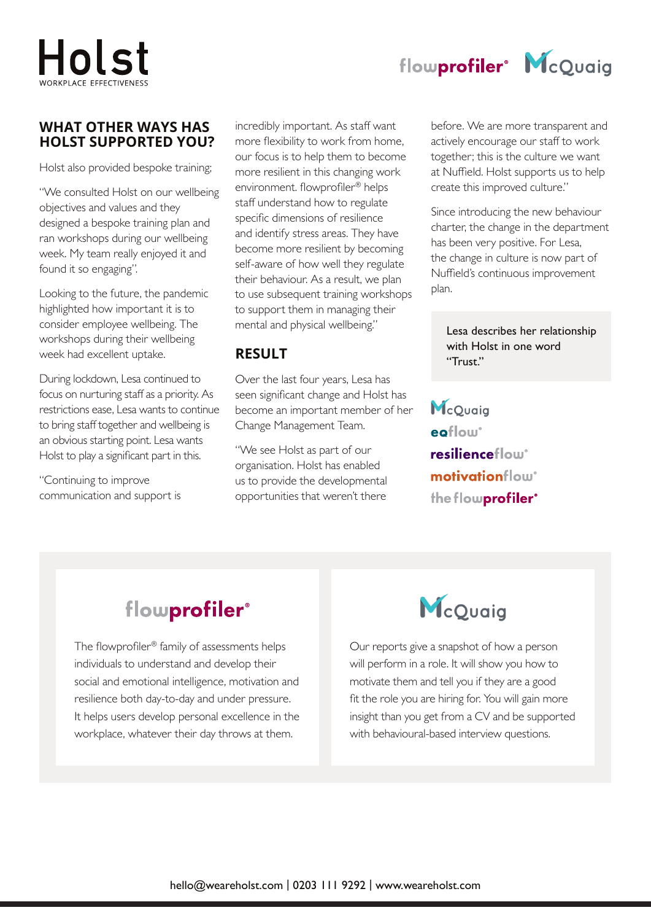## WHAT OTHER WAYS HAS HOLST SUPPORTED YOU?

Holst also provided bespoke training;

"We consulted Holst on our wellbeing objectives and values and they designed a bespoke training plan and ran workshops during our wellbeing week. My team really enjoyed it and found it so engaging".

Looking to the future, the pandemic highlighted how important it is to consider employee wellbeing. The workshops during their wellbeing week had excellent uptake.

During lockdown, Lesa continued to focus on nurturing staff as a priority. As restrictions ease, Lesa wants to continue to bring staff together and wellbeing is an obvious starting point. Lesa wants Holst to play a significant part in this.

"Continuing to improve communication and support is incredibly important. As staff want more flexibility to work from home, our focus is to help them to become more resilient in this changing work environment. flowprofiler® helps staff understand how to regulate specific dimensions of resilience and identify stress areas. They have become more resilient by becoming self-aware of how well they regulate their behaviour. As a result, we plan to use subsequent training workshops to support them in managing their mental and physical wellbeing."

## RESULT

Over the last four years, Lesa has seen significant change and Holst has become an important member of her Change Management Team.

"We see Holst as part of our organisation. Holst has enabled us to provide the developmental opportunities that weren't there before. We are more transparent and actively encourage our staff to work together; this is the culture we want at Nuffield. Holst supports us to help create this improved culture."

Since introducing the new behaviour charter, the change in the department has been very positive. For Lesa, the change in culture is now part of Nuffield's continuous improvement plan.

Lesa describes her relationship with Holst in one word "Trust."

McQuaig
eqflow®
resilienceflow®
motivationflow®
the flowprofiler®

### flowprofiler®

The flowprofiler® family of assessments helps individuals to understand and develop their social and emotional intelligence, motivation and resilience both day-to-day and under pressure. It helps users develop personal excellence in the workplace, whatever their day throws at them.

### McQuaig

Our reports give a snapshot of how a person will perform in a role. It will show you how to motivate them and tell you if they are a good fit the role you are hiring for. You will gain more insight than you get from a CV and be supported with behavioural-based interview questions.

hello@weareholst.com | 0203 111 9292 | www.weareholst.com